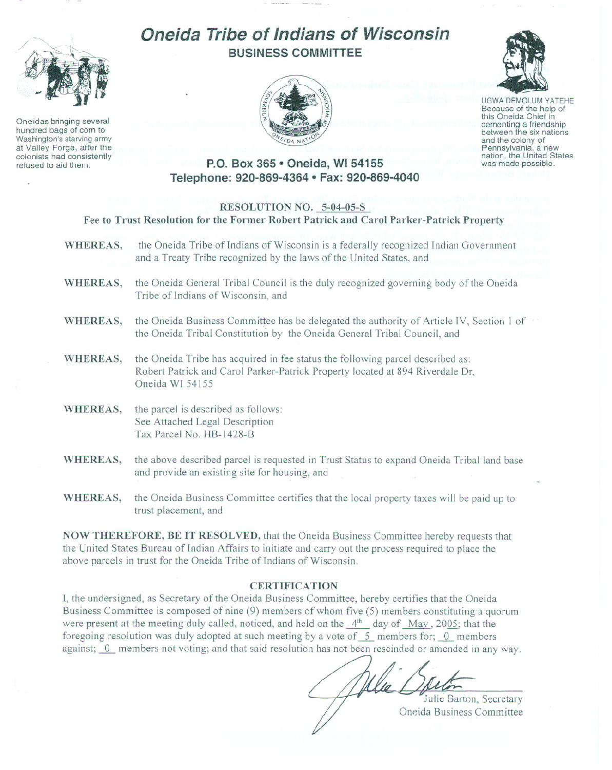# Oneida Tribe of Indians of Wisconsin

## BUSINESS COMMITTEE

Oneidas bringing several hundred bags of corn to Washington's starving army at Valley Forge, after the colonists had consistently refused to aid them.

UGWA DEMOLUM YATEHE
Because of the help of this Oneida Chief in cementing a friendship between the six nations and the colony of Pennsylvania, a new nation, the United States was made possible.

**P.O. Box 365 • Oneida, WI 54155**
**Telephone: 920-869-4364 • Fax: 920-869-4040**

### RESOLUTION NO. 5-04-05-S

### Fee to Trust Resolution for the Former Robert Patrick and Carol Parker-Patrick Property

**WHEREAS,** the Oneida Tribe of Indians of Wisconsin is a federally recognized Indian Government and a Treaty Tribe recognized by the laws of the United States, and

**WHEREAS,** the Oneida General Tribal Council is the duly recognized governing body of the Oneida Tribe of Indians of Wisconsin, and

**WHEREAS,** the Oneida Business Committee has be delegated the authority of Article IV, Section 1 of the Oneida Tribal Constitution by the Oneida General Tribal Council, and

**WHEREAS,** the Oneida Tribe has acquired in fee status the following parcel described as: Robert Patrick and Carol Parker-Patrick Property located at 894 Riverdale Dr, Oneida WI 54155

**WHEREAS,** the parcel is described as follows:
See Attached Legal Description
Tax Parcel No. HB-1428-B

**WHEREAS,** the above described parcel is requested in Trust Status to expand Oneida Tribal land base and provide an existing site for housing, and

**WHEREAS,** the Oneida Business Committee certifies that the local property taxes will be paid up to trust placement, and

**NOW THEREFORE, BE IT RESOLVED,** that the Oneida Business Committee hereby requests that the United States Bureau of Indian Affairs to initiate and carry out the process required to place the above parcels in trust for the Oneida Tribe of Indians of Wisconsin.

### CERTIFICATION

I, the undersigned, as Secretary of the Oneida Business Committee, hereby certifies that the Oneida Business Committee is composed of nine (9) members of whom five (5) members constituting a quorum were present at the meeting duly called, noticed, and held on the 4th day of May, 2005; that the foregoing resolution was duly adopted at such meeting by a vote of 5 members for; 0 members against; 0 members not voting; and that said resolution has not been rescinded or amended in any way.

Julie Barton, Secretary
Oneida Business Committee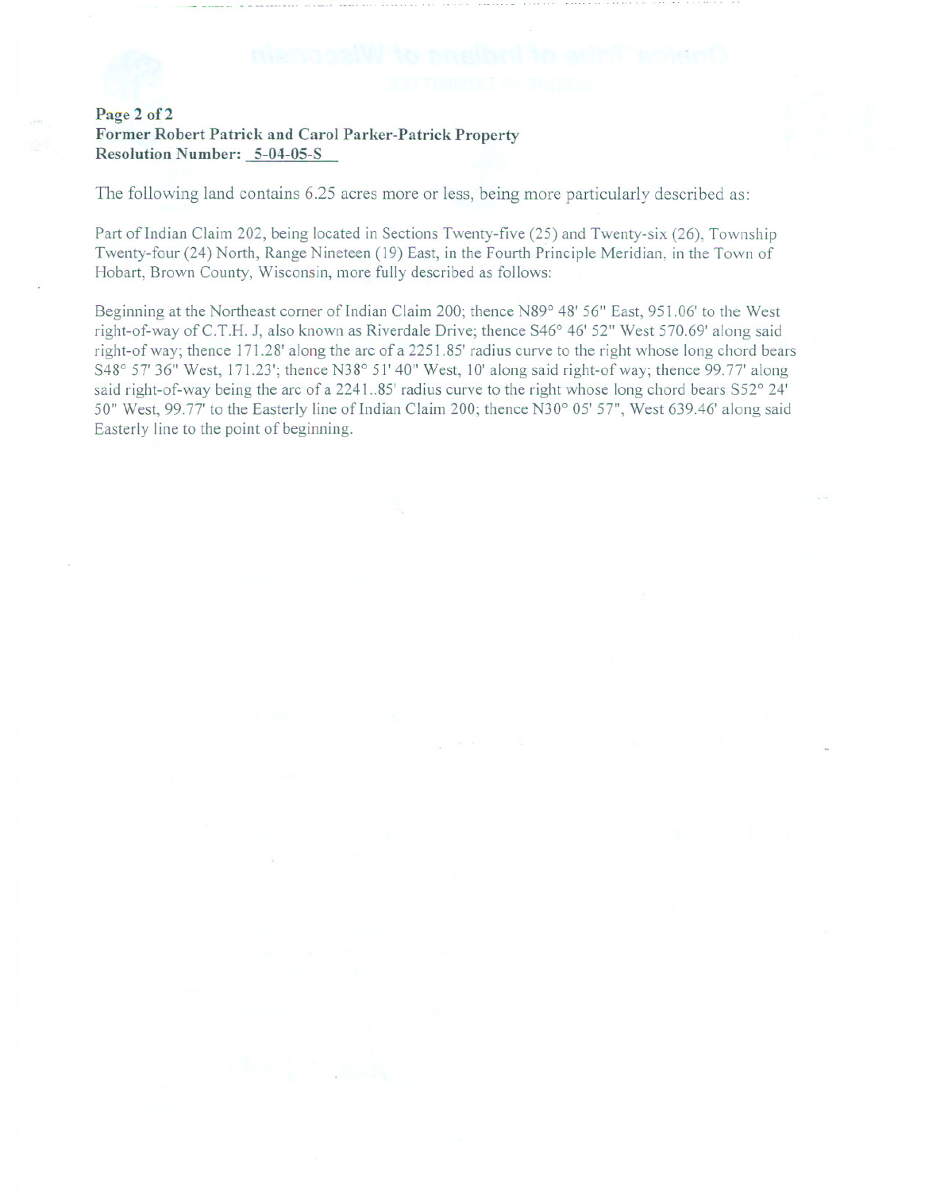**Page 2 of 2**
**Former Robert Patrick and Carol Parker-Patrick Property**
**Resolution Number: 5-04-05-S**

The following land contains 6.25 acres more or less, being more particularly described as:

Part of Indian Claim 202, being located in Sections Twenty-five (25) and Twenty-six (26), Township Twenty-four (24) North, Range Nineteen (19) East, in the Fourth Principle Meridian, in the Town of Hobart, Brown County, Wisconsin, more fully described as follows:

Beginning at the Northeast corner of Indian Claim 200; thence N89° 48' 56" East, 951.06' to the West right-of-way of C.T.H. J, also known as Riverdale Drive; thence S46° 46' 52" West 570.69' along said right-of way; thence 171.28' along the arc of a 2251.85' radius curve to the right whose long chord bears S48° 57' 36" West, 171.23'; thence N38° 51' 40" West, 10' along said right-of way; thence 99.77' along said right-of-way being the arc of a 2241..85' radius curve to the right whose long chord bears S52° 24' 50" West, 99.77' to the Easterly line of Indian Claim 200; thence N30° 05' 57", West 639.46' along said Easterly line to the point of beginning.